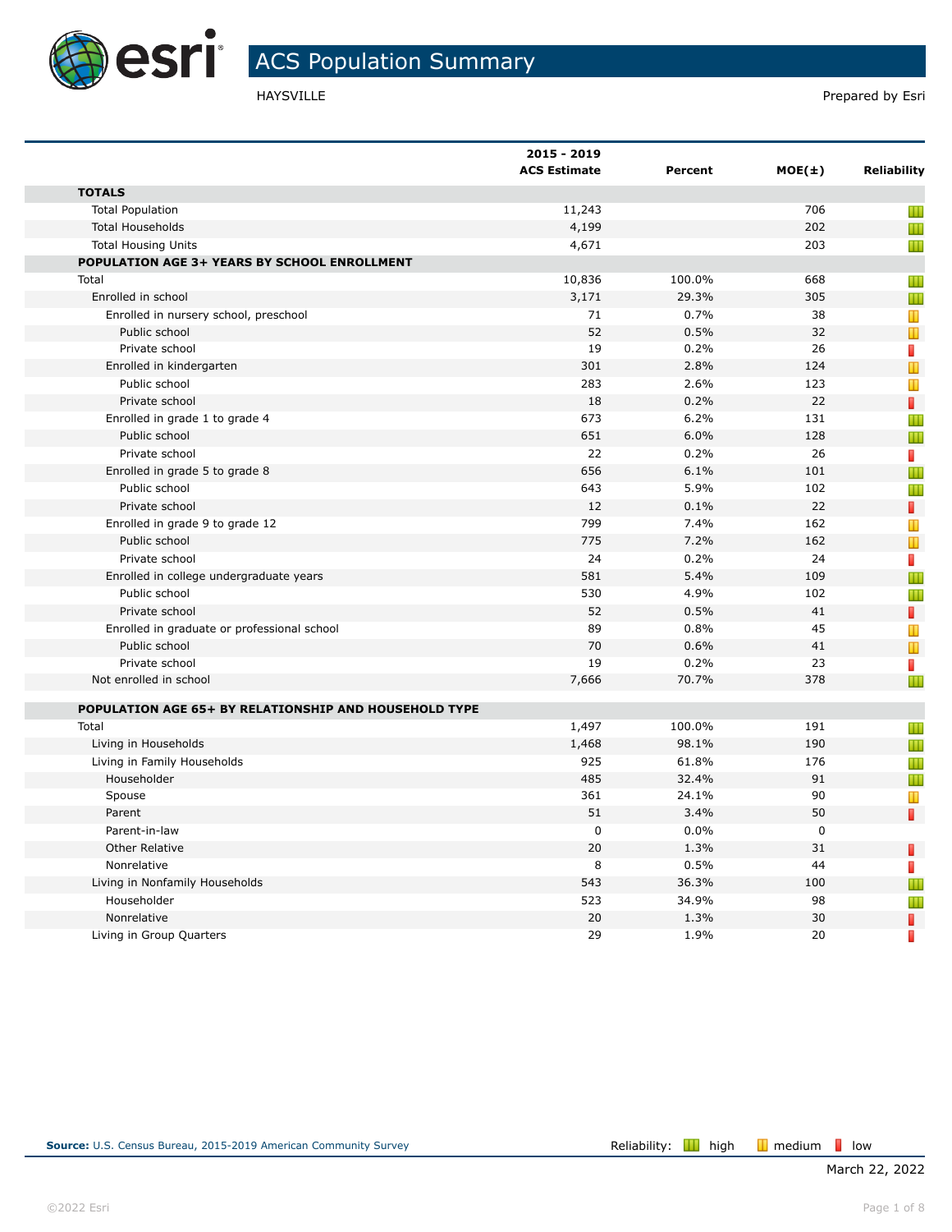# ACS Population Summary

HAYSVILLE

Prepared by Esri

| | 2015 - 2019 ACS Estimate | Percent | MOE(±) | Reliability |
|---|---|---|---|---|
| **TOTALS** | | | | |
| Total Population | 11,243 | | 706 | high |
| Total Households | 4,199 | | 202 | high |
| Total Housing Units | 4,671 | | 203 | high |
| **POPULATION AGE 3+ YEARS BY SCHOOL ENROLLMENT** | | | | |
| Total | 10,836 | 100.0% | 668 | high |
| Enrolled in school | 3,171 | 29.3% | 305 | high |
| Enrolled in nursery school, preschool | 71 | 0.7% | 38 | medium |
| Public school | 52 | 0.5% | 32 | medium |
| Private school | 19 | 0.2% | 26 | low |
| Enrolled in kindergarten | 301 | 2.8% | 124 | medium |
| Public school | 283 | 2.6% | 123 | medium |
| Private school | 18 | 0.2% | 22 | low |
| Enrolled in grade 1 to grade 4 | 673 | 6.2% | 131 | high |
| Public school | 651 | 6.0% | 128 | high |
| Private school | 22 | 0.2% | 26 | low |
| Enrolled in grade 5 to grade 8 | 656 | 6.1% | 101 | high |
| Public school | 643 | 5.9% | 102 | high |
| Private school | 12 | 0.1% | 22 | low |
| Enrolled in grade 9 to grade 12 | 799 | 7.4% | 162 | medium |
| Public school | 775 | 7.2% | 162 | medium |
| Private school | 24 | 0.2% | 24 | low |
| Enrolled in college undergraduate years | 581 | 5.4% | 109 | high |
| Public school | 530 | 4.9% | 102 | high |
| Private school | 52 | 0.5% | 41 | low |
| Enrolled in graduate or professional school | 89 | 0.8% | 45 | medium |
| Public school | 70 | 0.6% | 41 | medium |
| Private school | 19 | 0.2% | 23 | low |
| Not enrolled in school | 7,666 | 70.7% | 378 | high |
| **POPULATION AGE 65+ BY RELATIONSHIP AND HOUSEHOLD TYPE** | | | | |
| Total | 1,497 | 100.0% | 191 | high |
| Living in Households | 1,468 | 98.1% | 190 | high |
| Living in Family Households | 925 | 61.8% | 176 | high |
| Householder | 485 | 32.4% | 91 | high |
| Spouse | 361 | 24.1% | 90 | medium |
| Parent | 51 | 3.4% | 50 | low |
| Parent-in-law | 0 | 0.0% | 0 | |
| Other Relative | 20 | 1.3% | 31 | low |
| Nonrelative | 8 | 0.5% | 44 | low |
| Living in Nonfamily Households | 543 | 36.3% | 100 | high |
| Householder | 523 | 34.9% | 98 | high |
| Nonrelative | 20 | 1.3% | 30 | low |
| Living in Group Quarters | 29 | 1.9% | 20 | low |

**Source:** U.S. Census Bureau, 2015-2019 American Community Survey

Reliability: high, medium, low

March 22, 2022

©2022 Esri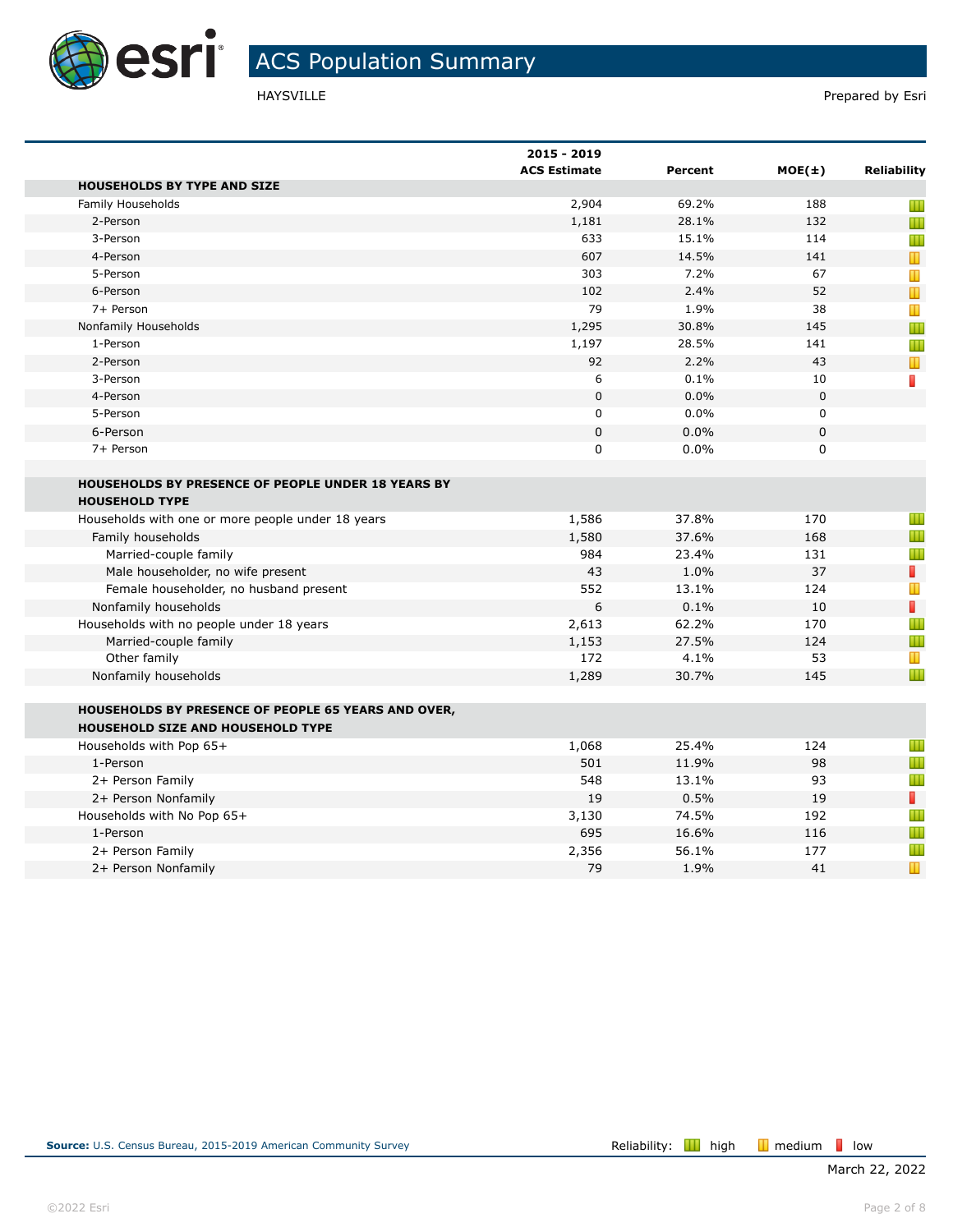# ACS Population Summary

HAYSVILLE

Prepared by Esri

| | 2015 - 2019 ACS Estimate | Percent | MOE(±) | Reliability |
|---|---|---|---|---|
| **HOUSEHOLDS BY TYPE AND SIZE** | | | | |
| Family Households | 2,904 | 69.2% | 188 | high |
| 2-Person | 1,181 | 28.1% | 132 | high |
| 3-Person | 633 | 15.1% | 114 | high |
| 4-Person | 607 | 14.5% | 141 | medium |
| 5-Person | 303 | 7.2% | 67 | medium |
| 6-Person | 102 | 2.4% | 52 | medium |
| 7+ Person | 79 | 1.9% | 38 | medium |
| Nonfamily Households | 1,295 | 30.8% | 145 | high |
| 1-Person | 1,197 | 28.5% | 141 | high |
| 2-Person | 92 | 2.2% | 43 | medium |
| 3-Person | 6 | 0.1% | 10 | low |
| 4-Person | 0 | 0.0% | 0 | |
| 5-Person | 0 | 0.0% | 0 | |
| 6-Person | 0 | 0.0% | 0 | |
| 7+ Person | 0 | 0.0% | 0 | |
| **HOUSEHOLDS BY PRESENCE OF PEOPLE UNDER 18 YEARS BY HOUSEHOLD TYPE** | | | | |
| Households with one or more people under 18 years | 1,586 | 37.8% | 170 | high |
| Family households | 1,580 | 37.6% | 168 | high |
| Married-couple family | 984 | 23.4% | 131 | high |
| Male householder, no wife present | 43 | 1.0% | 37 | low |
| Female householder, no husband present | 552 | 13.1% | 124 | medium |
| Nonfamily households | 6 | 0.1% | 10 | low |
| Households with no people under 18 years | 2,613 | 62.2% | 170 | high |
| Married-couple family | 1,153 | 27.5% | 124 | high |
| Other family | 172 | 4.1% | 53 | medium |
| Nonfamily households | 1,289 | 30.7% | 145 | high |
| **HOUSEHOLDS BY PRESENCE OF PEOPLE 65 YEARS AND OVER, HOUSEHOLD SIZE AND HOUSEHOLD TYPE** | | | | |
| Households with Pop 65+ | 1,068 | 25.4% | 124 | high |
| 1-Person | 501 | 11.9% | 98 | high |
| 2+ Person Family | 548 | 13.1% | 93 | high |
| 2+ Person Nonfamily | 19 | 0.5% | 19 | low |
| Households with No Pop 65+ | 3,130 | 74.5% | 192 | high |
| 1-Person | 695 | 16.6% | 116 | high |
| 2+ Person Family | 2,356 | 56.1% | 177 | high |
| 2+ Person Nonfamily | 79 | 1.9% | 41 | medium |

**Source:** U.S. Census Bureau, 2015-2019 American Community Survey

Reliability: high / medium / low

March 22, 2022

©2022 Esri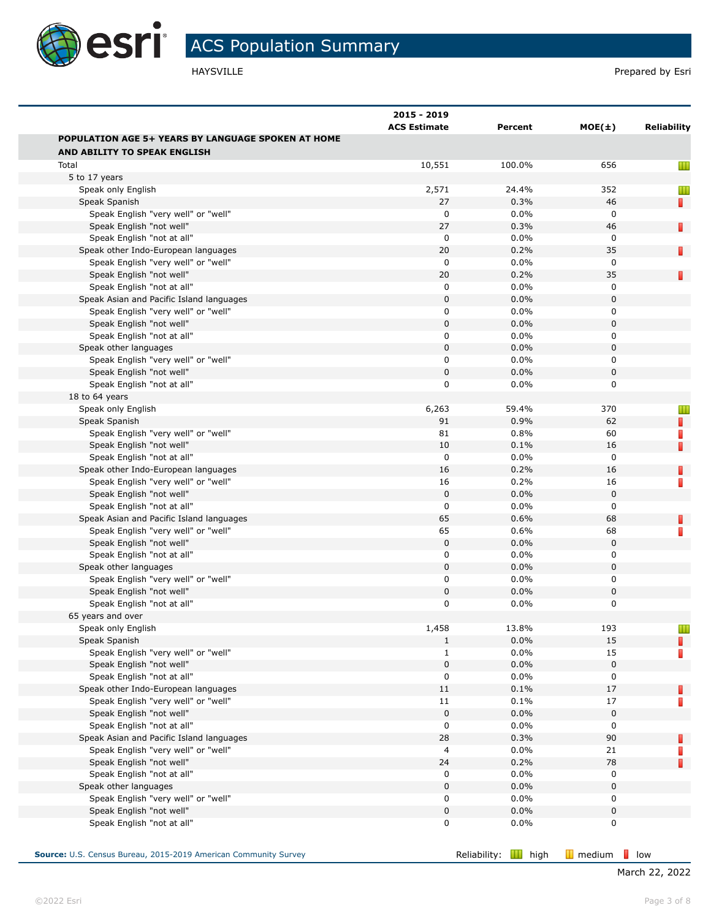# ACS Population Summary

HAYSVILLE

Prepared by Esri

| | 2015 - 2019 ACS Estimate | Percent | MOE(±) | Reliability |
|---|---|---|---|---|
| **POPULATION AGE 5+ YEARS BY LANGUAGE SPOKEN AT HOME AND ABILITY TO SPEAK ENGLISH** | | | | |
| Total | 10,551 | 100.0% | 656 | high |
| 5 to 17 years | | | | |
| Speak only English | 2,571 | 24.4% | 352 | high |
| Speak Spanish | 27 | 0.3% | 46 | low |
| Speak English "very well" or "well" | 0 | 0.0% | 0 | |
| Speak English "not well" | 27 | 0.3% | 46 | low |
| Speak English "not at all" | 0 | 0.0% | 0 | |
| Speak other Indo-European languages | 20 | 0.2% | 35 | low |
| Speak English "very well" or "well" | 0 | 0.0% | 0 | |
| Speak English "not well" | 20 | 0.2% | 35 | low |
| Speak English "not at all" | 0 | 0.0% | 0 | |
| Speak Asian and Pacific Island languages | 0 | 0.0% | 0 | |
| Speak English "very well" or "well" | 0 | 0.0% | 0 | |
| Speak English "not well" | 0 | 0.0% | 0 | |
| Speak English "not at all" | 0 | 0.0% | 0 | |
| Speak other languages | 0 | 0.0% | 0 | |
| Speak English "very well" or "well" | 0 | 0.0% | 0 | |
| Speak English "not well" | 0 | 0.0% | 0 | |
| Speak English "not at all" | 0 | 0.0% | 0 | |
| 18 to 64 years | | | | |
| Speak only English | 6,263 | 59.4% | 370 | high |
| Speak Spanish | 91 | 0.9% | 62 | low |
| Speak English "very well" or "well" | 81 | 0.8% | 60 | low |
| Speak English "not well" | 10 | 0.1% | 16 | low |
| Speak English "not at all" | 0 | 0.0% | 0 | |
| Speak other Indo-European languages | 16 | 0.2% | 16 | low |
| Speak English "very well" or "well" | 16 | 0.2% | 16 | low |
| Speak English "not well" | 0 | 0.0% | 0 | |
| Speak English "not at all" | 0 | 0.0% | 0 | |
| Speak Asian and Pacific Island languages | 65 | 0.6% | 68 | low |
| Speak English "very well" or "well" | 65 | 0.6% | 68 | low |
| Speak English "not well" | 0 | 0.0% | 0 | |
| Speak English "not at all" | 0 | 0.0% | 0 | |
| Speak other languages | 0 | 0.0% | 0 | |
| Speak English "very well" or "well" | 0 | 0.0% | 0 | |
| Speak English "not well" | 0 | 0.0% | 0 | |
| Speak English "not at all" | 0 | 0.0% | 0 | |
| 65 years and over | | | | |
| Speak only English | 1,458 | 13.8% | 193 | high |
| Speak Spanish | 1 | 0.0% | 15 | low |
| Speak English "very well" or "well" | 1 | 0.0% | 15 | low |
| Speak English "not well" | 0 | 0.0% | 0 | |
| Speak English "not at all" | 0 | 0.0% | 0 | |
| Speak other Indo-European languages | 11 | 0.1% | 17 | low |
| Speak English "very well" or "well" | 11 | 0.1% | 17 | low |
| Speak English "not well" | 0 | 0.0% | 0 | |
| Speak English "not at all" | 0 | 0.0% | 0 | |
| Speak Asian and Pacific Island languages | 28 | 0.3% | 90 | low |
| Speak English "very well" or "well" | 4 | 0.0% | 21 | low |
| Speak English "not well" | 24 | 0.2% | 78 | low |
| Speak English "not at all" | 0 | 0.0% | 0 | |
| Speak other languages | 0 | 0.0% | 0 | |
| Speak English "very well" or "well" | 0 | 0.0% | 0 | |
| Speak English "not well" | 0 | 0.0% | 0 | |
| Speak English "not at all" | 0 | 0.0% | 0 | |

**Source:** U.S. Census Bureau, 2015-2019 American Community Survey

Reliability: high medium low

March 22, 2022

©2022 Esri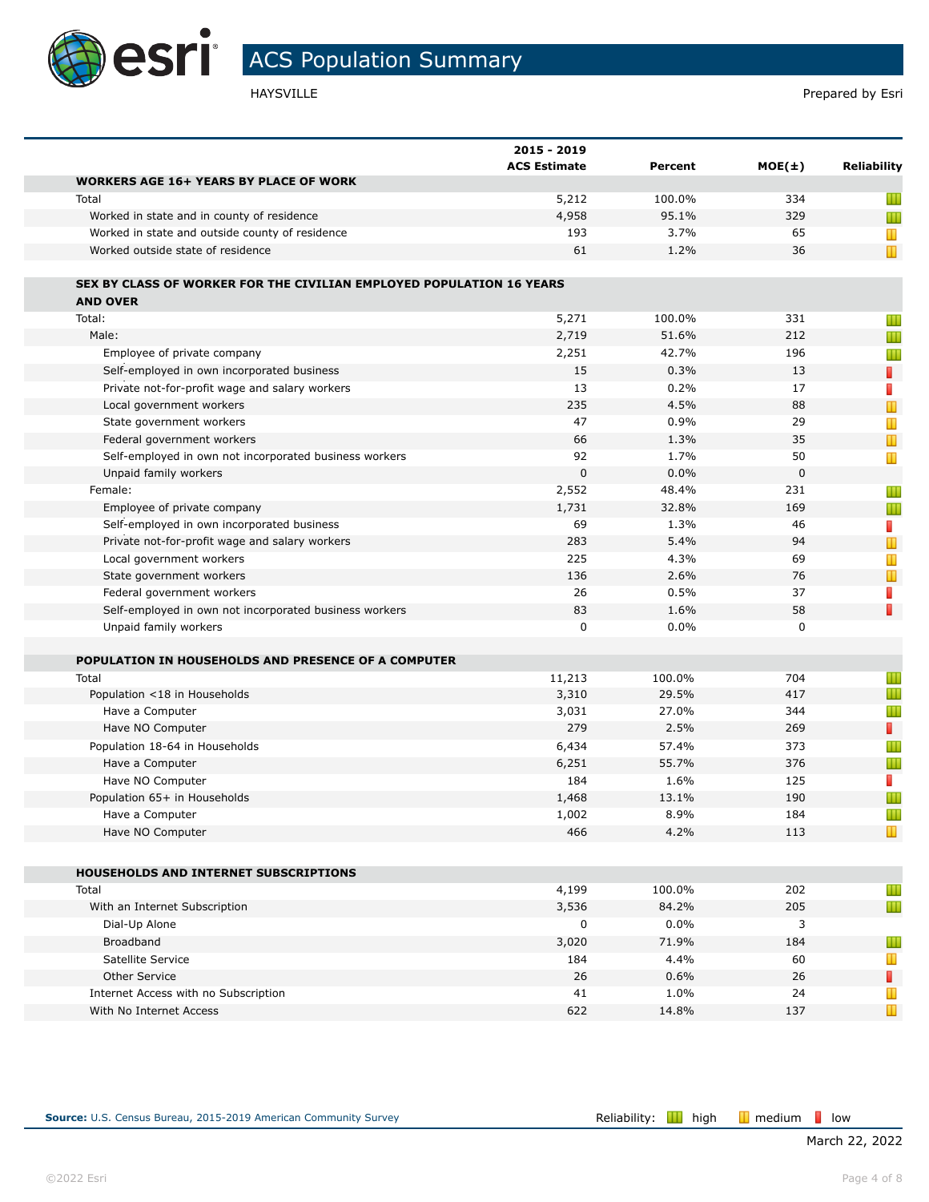# ACS Population Summary

HAYSVILLE

Prepared by Esri

| | 2015 - 2019 ACS Estimate | Percent | MOE(±) | Reliability |
|---|---|---|---|---|
| **WORKERS AGE 16+ YEARS BY PLACE OF WORK** | | | | |
| Total | 5,212 | 100.0% | 334 | high |
| Worked in state and in county of residence | 4,958 | 95.1% | 329 | high |
| Worked in state and outside county of residence | 193 | 3.7% | 65 | medium |
| Worked outside state of residence | 61 | 1.2% | 36 | medium |
| **SEX BY CLASS OF WORKER FOR THE CIVILIAN EMPLOYED POPULATION 16 YEARS AND OVER** | | | | |
| Total: | 5,271 | 100.0% | 331 | high |
| Male: | 2,719 | 51.6% | 212 | high |
| Employee of private company | 2,251 | 42.7% | 196 | high |
| Self-employed in own incorporated business | 15 | 0.3% | 13 | low |
| Private not-for-profit wage and salary workers | 13 | 0.2% | 17 | low |
| Local government workers | 235 | 4.5% | 88 | medium |
| State government workers | 47 | 0.9% | 29 | medium |
| Federal government workers | 66 | 1.3% | 35 | medium |
| Self-employed in own not incorporated business workers | 92 | 1.7% | 50 | medium |
| Unpaid family workers | 0 | 0.0% | 0 | |
| Female: | 2,552 | 48.4% | 231 | high |
| Employee of private company | 1,731 | 32.8% | 169 | high |
| Self-employed in own incorporated business | 69 | 1.3% | 46 | low |
| Private not-for-profit wage and salary workers | 283 | 5.4% | 94 | medium |
| Local government workers | 225 | 4.3% | 69 | medium |
| State government workers | 136 | 2.6% | 76 | medium |
| Federal government workers | 26 | 0.5% | 37 | low |
| Self-employed in own not incorporated business workers | 83 | 1.6% | 58 | low |
| Unpaid family workers | 0 | 0.0% | 0 | |
| **POPULATION IN HOUSEHOLDS AND PRESENCE OF A COMPUTER** | | | | |
| Total | 11,213 | 100.0% | 704 | high |
| Population <18 in Households | 3,310 | 29.5% | 417 | high |
| Have a Computer | 3,031 | 27.0% | 344 | high |
| Have NO Computer | 279 | 2.5% | 269 | low |
| Population 18-64 in Households | 6,434 | 57.4% | 373 | high |
| Have a Computer | 6,251 | 55.7% | 376 | high |
| Have NO Computer | 184 | 1.6% | 125 | low |
| Population 65+ in Households | 1,468 | 13.1% | 190 | high |
| Have a Computer | 1,002 | 8.9% | 184 | high |
| Have NO Computer | 466 | 4.2% | 113 | medium |
| **HOUSEHOLDS AND INTERNET SUBSCRIPTIONS** | | | | |
| Total | 4,199 | 100.0% | 202 | high |
| With an Internet Subscription | 3,536 | 84.2% | 205 | high |
| Dial-Up Alone | 0 | 0.0% | 3 | |
| Broadband | 3,020 | 71.9% | 184 | high |
| Satellite Service | 184 | 4.4% | 60 | medium |
| Other Service | 26 | 0.6% | 26 | low |
| Internet Access with no Subscription | 41 | 1.0% | 24 | medium |
| With No Internet Access | 622 | 14.8% | 137 | medium |

**Source:** U.S. Census Bureau, 2015-2019 American Community Survey

Reliability: high | medium | low

March 22, 2022

©2022 Esri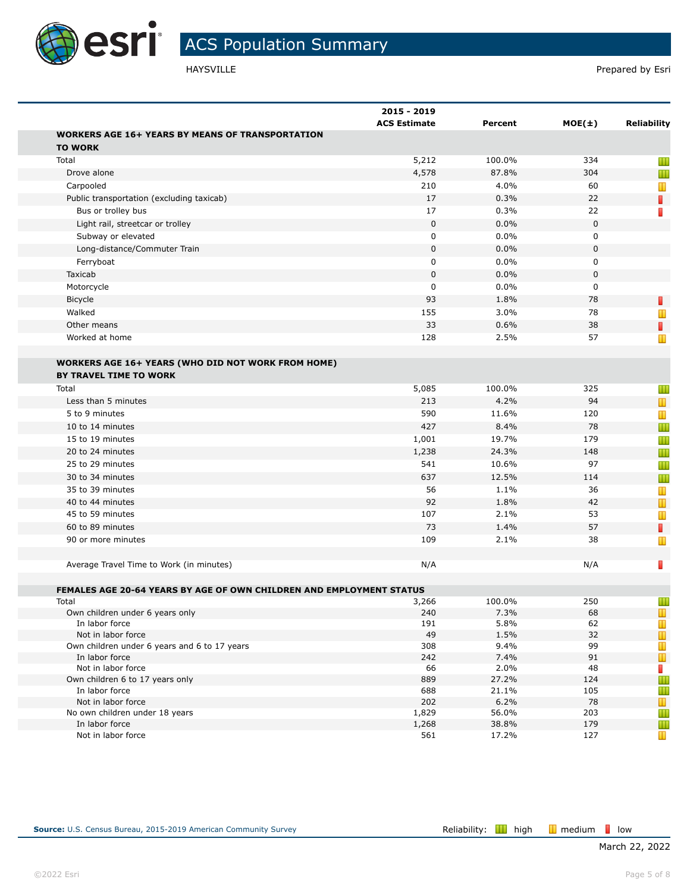# ACS Population Summary

HAYSVILLE

Prepared by Esri

| | 2015 - 2019 ACS Estimate | Percent | MOE(±) | Reliability |
|---|---|---|---|---|
| **WORKERS AGE 16+ YEARS BY MEANS OF TRANSPORTATION TO WORK** | | | | |
| Total | 5,212 | 100.0% | 334 | high |
| Drove alone | 4,578 | 87.8% | 304 | high |
| Carpooled | 210 | 4.0% | 60 | medium |
| Public transportation (excluding taxicab) | 17 | 0.3% | 22 | low |
| Bus or trolley bus | 17 | 0.3% | 22 | low |
| Light rail, streetcar or trolley | 0 | 0.0% | 0 | |
| Subway or elevated | 0 | 0.0% | 0 | |
| Long-distance/Commuter Train | 0 | 0.0% | 0 | |
| Ferryboat | 0 | 0.0% | 0 | |
| Taxicab | 0 | 0.0% | 0 | |
| Motorcycle | 0 | 0.0% | 0 | |
| Bicycle | 93 | 1.8% | 78 | low |
| Walked | 155 | 3.0% | 78 | medium |
| Other means | 33 | 0.6% | 38 | low |
| Worked at home | 128 | 2.5% | 57 | medium |
| **WORKERS AGE 16+ YEARS (WHO DID NOT WORK FROM HOME) BY TRAVEL TIME TO WORK** | | | | |
| Total | 5,085 | 100.0% | 325 | high |
| Less than 5 minutes | 213 | 4.2% | 94 | medium |
| 5 to 9 minutes | 590 | 11.6% | 120 | medium |
| 10 to 14 minutes | 427 | 8.4% | 78 | high |
| 15 to 19 minutes | 1,001 | 19.7% | 179 | high |
| 20 to 24 minutes | 1,238 | 24.3% | 148 | high |
| 25 to 29 minutes | 541 | 10.6% | 97 | high |
| 30 to 34 minutes | 637 | 12.5% | 114 | high |
| 35 to 39 minutes | 56 | 1.1% | 36 | medium |
| 40 to 44 minutes | 92 | 1.8% | 42 | medium |
| 45 to 59 minutes | 107 | 2.1% | 53 | medium |
| 60 to 89 minutes | 73 | 1.4% | 57 | low |
| 90 or more minutes | 109 | 2.1% | 38 | medium |
| Average Travel Time to Work (in minutes) | N/A | | N/A | low |
| **FEMALES AGE 20-64 YEARS BY AGE OF OWN CHILDREN AND EMPLOYMENT STATUS** | | | | |
| Total | 3,266 | 100.0% | 250 | high |
| Own children under 6 years only | 240 | 7.3% | 68 | medium |
| In labor force | 191 | 5.8% | 62 | medium |
| Not in labor force | 49 | 1.5% | 32 | medium |
| Own children under 6 years and 6 to 17 years | 308 | 9.4% | 99 | medium |
| In labor force | 242 | 7.4% | 91 | medium |
| Not in labor force | 66 | 2.0% | 48 | low |
| Own children 6 to 17 years only | 889 | 27.2% | 124 | high |
| In labor force | 688 | 21.1% | 105 | high |
| Not in labor force | 202 | 6.2% | 78 | medium |
| No own children under 18 years | 1,829 | 56.0% | 203 | high |
| In labor force | 1,268 | 38.8% | 179 | high |
| Not in labor force | 561 | 17.2% | 127 | medium |

**Source:** U.S. Census Bureau, 2015-2019 American Community Survey

Reliability: high, medium, low

March 22, 2022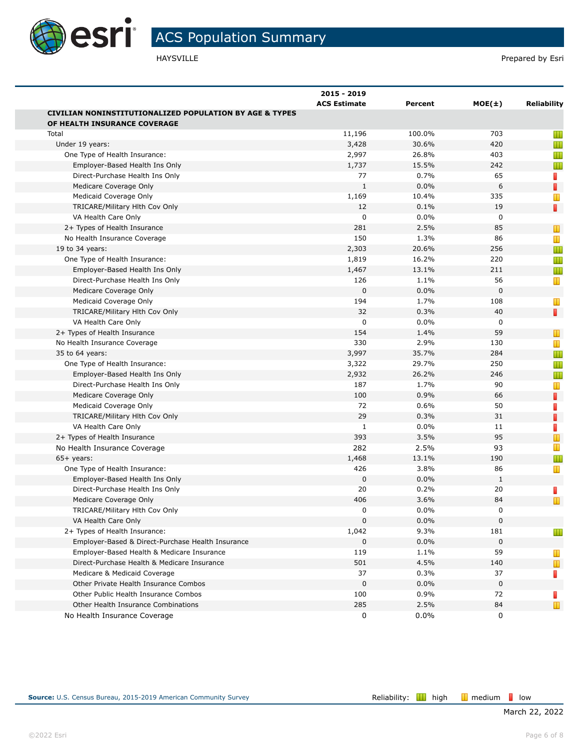# ACS Population Summary

HAYSVILLE

Prepared by Esri

| | 2015 - 2019 ACS Estimate | Percent | MOE(±) | Reliability |
|---|---|---|---|---|
| **CIVILIAN NONINSTITUTIONALIZED POPULATION BY AGE & TYPES OF HEALTH INSURANCE COVERAGE** | | | | |
| Total | 11,196 | 100.0% | 703 | high |
| Under 19 years: | 3,428 | 30.6% | 420 | high |
| One Type of Health Insurance: | 2,997 | 26.8% | 403 | high |
| Employer-Based Health Ins Only | 1,737 | 15.5% | 242 | high |
| Direct-Purchase Health Ins Only | 77 | 0.7% | 65 | low |
| Medicare Coverage Only | 1 | 0.0% | 6 | low |
| Medicaid Coverage Only | 1,169 | 10.4% | 335 | medium |
| TRICARE/Military Hlth Cov Only | 12 | 0.1% | 19 | low |
| VA Health Care Only | 0 | 0.0% | 0 | |
| 2+ Types of Health Insurance | 281 | 2.5% | 85 | medium |
| No Health Insurance Coverage | 150 | 1.3% | 86 | medium |
| 19 to 34 years: | 2,303 | 20.6% | 256 | high |
| One Type of Health Insurance: | 1,819 | 16.2% | 220 | high |
| Employer-Based Health Ins Only | 1,467 | 13.1% | 211 | high |
| Direct-Purchase Health Ins Only | 126 | 1.1% | 56 | medium |
| Medicare Coverage Only | 0 | 0.0% | 0 | |
| Medicaid Coverage Only | 194 | 1.7% | 108 | medium |
| TRICARE/Military Hlth Cov Only | 32 | 0.3% | 40 | low |
| VA Health Care Only | 0 | 0.0% | 0 | |
| 2+ Types of Health Insurance | 154 | 1.4% | 59 | medium |
| No Health Insurance Coverage | 330 | 2.9% | 130 | medium |
| 35 to 64 years: | 3,997 | 35.7% | 284 | high |
| One Type of Health Insurance: | 3,322 | 29.7% | 250 | high |
| Employer-Based Health Ins Only | 2,932 | 26.2% | 246 | high |
| Direct-Purchase Health Ins Only | 187 | 1.7% | 90 | medium |
| Medicare Coverage Only | 100 | 0.9% | 66 | low |
| Medicaid Coverage Only | 72 | 0.6% | 50 | low |
| TRICARE/Military Hlth Cov Only | 29 | 0.3% | 31 | low |
| VA Health Care Only | 1 | 0.0% | 11 | low |
| 2+ Types of Health Insurance | 393 | 3.5% | 95 | medium |
| No Health Insurance Coverage | 282 | 2.5% | 93 | medium |
| 65+ years: | 1,468 | 13.1% | 190 | high |
| One Type of Health Insurance: | 426 | 3.8% | 86 | medium |
| Employer-Based Health Ins Only | 0 | 0.0% | 1 | |
| Direct-Purchase Health Ins Only | 20 | 0.2% | 20 | low |
| Medicare Coverage Only | 406 | 3.6% | 84 | medium |
| TRICARE/Military Hlth Cov Only | 0 | 0.0% | 0 | |
| VA Health Care Only | 0 | 0.0% | 0 | |
| 2+ Types of Health Insurance: | 1,042 | 9.3% | 181 | high |
| Employer-Based & Direct-Purchase Health Insurance | 0 | 0.0% | 0 | |
| Employer-Based Health & Medicare Insurance | 119 | 1.1% | 59 | medium |
| Direct-Purchase Health & Medicare Insurance | 501 | 4.5% | 140 | medium |
| Medicare & Medicaid Coverage | 37 | 0.3% | 37 | low |
| Other Private Health Insurance Combos | 0 | 0.0% | 0 | |
| Other Public Health Insurance Combos | 100 | 0.9% | 72 | low |
| Other Health Insurance Combinations | 285 | 2.5% | 84 | medium |
| No Health Insurance Coverage | 0 | 0.0% | 0 | |

**Source:** U.S. Census Bureau, 2015-2019 American Community Survey

Reliability: high | medium | low

March 22, 2022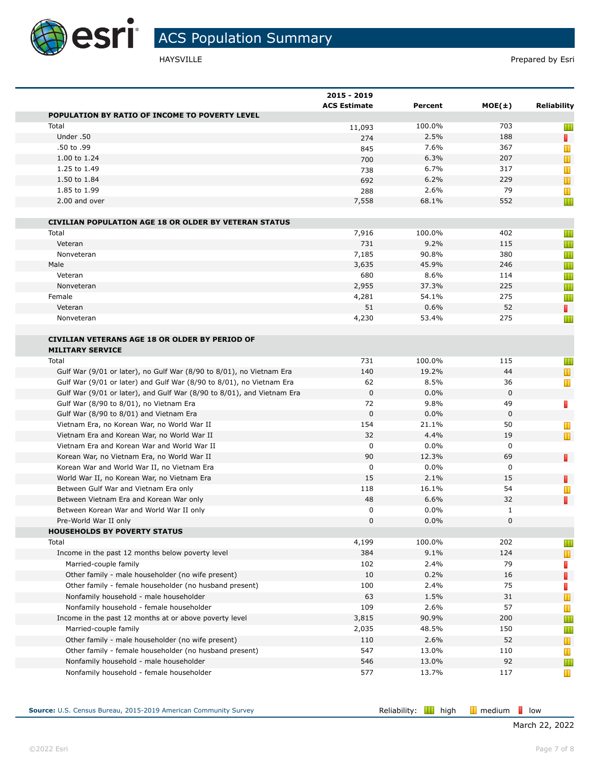# ACS Population Summary

HAYSVILLE

Prepared by Esri

| | 2015 - 2019 ACS Estimate | Percent | MOE(±) | Reliability |
|---|---|---|---|---|
| **POPULATION BY RATIO OF INCOME TO POVERTY LEVEL** | | | | |
| Total | 11,093 | 100.0% | 703 | high |
| Under .50 | 274 | 2.5% | 188 | low |
| .50 to .99 | 845 | 7.6% | 367 | medium |
| 1.00 to 1.24 | 700 | 6.3% | 207 | medium |
| 1.25 to 1.49 | 738 | 6.7% | 317 | medium |
| 1.50 to 1.84 | 692 | 6.2% | 229 | medium |
| 1.85 to 1.99 | 288 | 2.6% | 79 | medium |
| 2.00 and over | 7,558 | 68.1% | 552 | high |
| **CIVILIAN POPULATION AGE 18 OR OLDER BY VETERAN STATUS** | | | | |
| Total | 7,916 | 100.0% | 402 | high |
| Veteran | 731 | 9.2% | 115 | high |
| Nonveteran | 7,185 | 90.8% | 380 | high |
| Male | 3,635 | 45.9% | 246 | high |
| Veteran | 680 | 8.6% | 114 | high |
| Nonveteran | 2,955 | 37.3% | 225 | high |
| Female | 4,281 | 54.1% | 275 | high |
| Veteran | 51 | 0.6% | 52 | low |
| Nonveteran | 4,230 | 53.4% | 275 | high |
| **CIVILIAN VETERANS AGE 18 OR OLDER BY PERIOD OF MILITARY SERVICE** | | | | |
| Total | 731 | 100.0% | 115 | high |
| Gulf War (9/01 or later), no Gulf War (8/90 to 8/01), no Vietnam Era | 140 | 19.2% | 44 | medium |
| Gulf War (9/01 or later) and Gulf War (8/90 to 8/01), no Vietnam Era | 62 | 8.5% | 36 | medium |
| Gulf War (9/01 or later), and Gulf War (8/90 to 8/01), and Vietnam Era | 0 | 0.0% | 0 | |
| Gulf War (8/90 to 8/01), no Vietnam Era | 72 | 9.8% | 49 | low |
| Gulf War (8/90 to 8/01) and Vietnam Era | 0 | 0.0% | 0 | |
| Vietnam Era, no Korean War, no World War II | 154 | 21.1% | 50 | medium |
| Vietnam Era and Korean War, no World War II | 32 | 4.4% | 19 | medium |
| Vietnam Era and Korean War and World War II | 0 | 0.0% | 0 | |
| Korean War, no Vietnam Era, no World War II | 90 | 12.3% | 69 | low |
| Korean War and World War II, no Vietnam Era | 0 | 0.0% | 0 | |
| World War II, no Korean War, no Vietnam Era | 15 | 2.1% | 15 | low |
| Between Gulf War and Vietnam Era only | 118 | 16.1% | 54 | medium |
| Between Vietnam Era and Korean War only | 48 | 6.6% | 32 | low |
| Between Korean War and World War II only | 0 | 0.0% | 1 | |
| Pre-World War II only | 0 | 0.0% | 0 | |
| **HOUSEHOLDS BY POVERTY STATUS** | | | | |
| Total | 4,199 | 100.0% | 202 | high |
| Income in the past 12 months below poverty level | 384 | 9.1% | 124 | medium |
| Married-couple family | 102 | 2.4% | 79 | low |
| Other family - male householder (no wife present) | 10 | 0.2% | 16 | low |
| Other family - female householder (no husband present) | 100 | 2.4% | 75 | low |
| Nonfamily household - male householder | 63 | 1.5% | 31 | medium |
| Nonfamily household - female householder | 109 | 2.6% | 57 | medium |
| Income in the past 12 months at or above poverty level | 3,815 | 90.9% | 200 | high |
| Married-couple family | 2,035 | 48.5% | 150 | high |
| Other family - male householder (no wife present) | 110 | 2.6% | 52 | medium |
| Other family - female householder (no husband present) | 547 | 13.0% | 110 | medium |
| Nonfamily household - male householder | 546 | 13.0% | 92 | high |
| Nonfamily household - female householder | 577 | 13.7% | 117 | medium |

**Source:** U.S. Census Bureau, 2015-2019 American Community Survey

Reliability: high / medium / low

March 22, 2022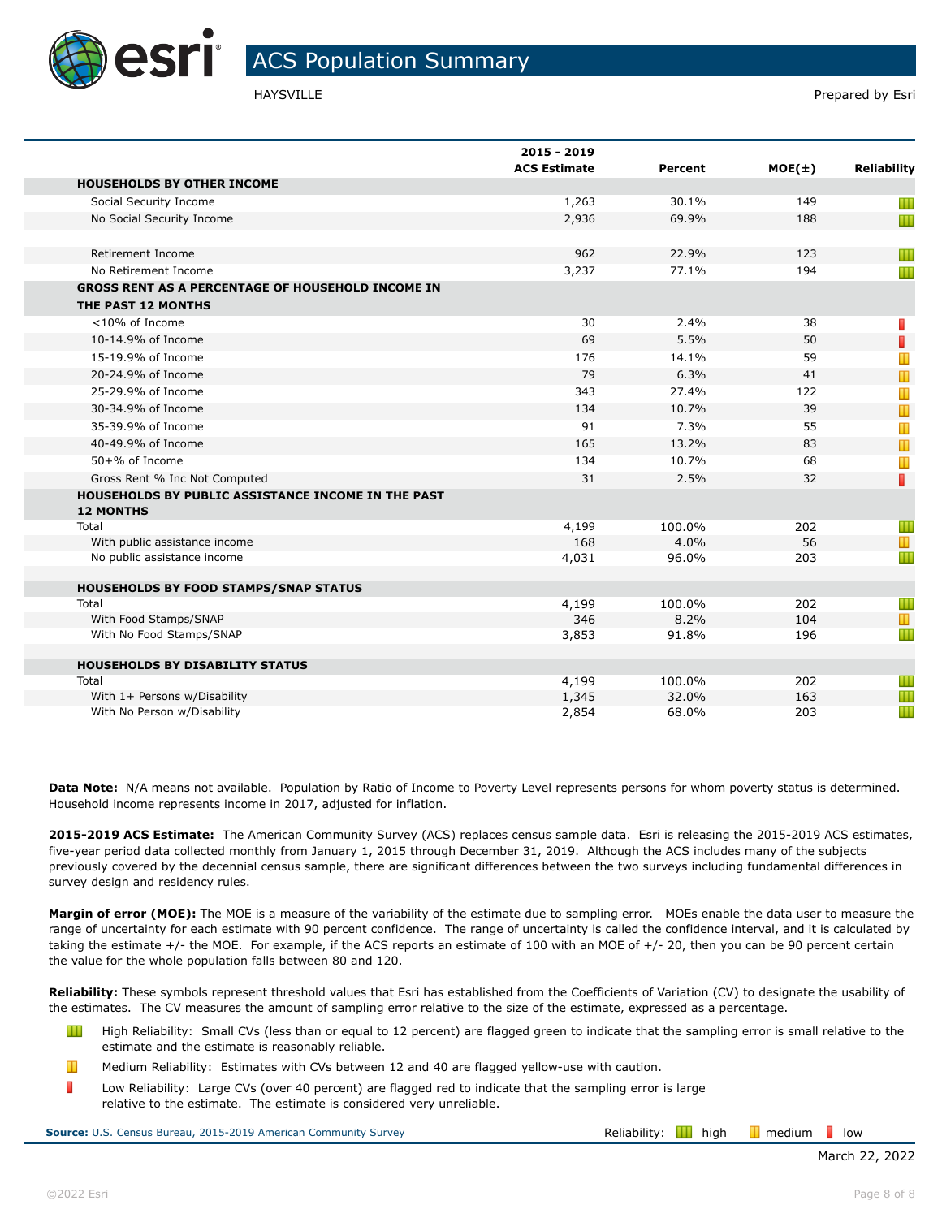# ACS Population Summary

HAYSVILLE

Prepared by Esri

| | 2015 - 2019 ACS Estimate | Percent | MOE(±) | Reliability |
|---|---|---|---|---|
| **HOUSEHOLDS BY OTHER INCOME** | | | | |
| Social Security Income | 1,263 | 30.1% | 149 | high |
| No Social Security Income | 2,936 | 69.9% | 188 | high |
| | | | | |
| Retirement Income | 962 | 22.9% | 123 | high |
| No Retirement Income | 3,237 | 77.1% | 194 | high |
| **GROSS RENT AS A PERCENTAGE OF HOUSEHOLD INCOME IN THE PAST 12 MONTHS** | | | | |
| <10% of Income | 30 | 2.4% | 38 | low |
| 10-14.9% of Income | 69 | 5.5% | 50 | low |
| 15-19.9% of Income | 176 | 14.1% | 59 | medium |
| 20-24.9% of Income | 79 | 6.3% | 41 | medium |
| 25-29.9% of Income | 343 | 27.4% | 122 | medium |
| 30-34.9% of Income | 134 | 10.7% | 39 | medium |
| 35-39.9% of Income | 91 | 7.3% | 55 | medium |
| 40-49.9% of Income | 165 | 13.2% | 83 | medium |
| 50+% of Income | 134 | 10.7% | 68 | medium |
| Gross Rent % Inc Not Computed | 31 | 2.5% | 32 | low |
| **HOUSEHOLDS BY PUBLIC ASSISTANCE INCOME IN THE PAST 12 MONTHS** | | | | |
| Total | 4,199 | 100.0% | 202 | high |
| With public assistance income | 168 | 4.0% | 56 | medium |
| No public assistance income | 4,031 | 96.0% | 203 | high |
| | | | | |
| **HOUSEHOLDS BY FOOD STAMPS/SNAP STATUS** | | | | |
| Total | 4,199 | 100.0% | 202 | high |
| With Food Stamps/SNAP | 346 | 8.2% | 104 | medium |
| With No Food Stamps/SNAP | 3,853 | 91.8% | 196 | high |
| | | | | |
| **HOUSEHOLDS BY DISABILITY STATUS** | | | | |
| Total | 4,199 | 100.0% | 202 | high |
| With 1+ Persons w/Disability | 1,345 | 32.0% | 163 | high |
| With No Person w/Disability | 2,854 | 68.0% | 203 | high |

**Data Note:** N/A means not available. Population by Ratio of Income to Poverty Level represents persons for whom poverty status is determined. Household income represents income in 2017, adjusted for inflation.

**2015-2019 ACS Estimate:** The American Community Survey (ACS) replaces census sample data. Esri is releasing the 2015-2019 ACS estimates, five-year period data collected monthly from January 1, 2015 through December 31, 2019. Although the ACS includes many of the subjects previously covered by the decennial census sample, there are significant differences between the two surveys including fundamental differences in survey design and residency rules.

**Margin of error (MOE):** The MOE is a measure of the variability of the estimate due to sampling error. MOEs enable the data user to measure the range of uncertainty for each estimate with 90 percent confidence. The range of uncertainty is called the confidence interval, and it is calculated by taking the estimate +/- the MOE. For example, if the ACS reports an estimate of 100 with an MOE of +/- 20, then you can be 90 percent certain the value for the whole population falls between 80 and 120.

**Reliability:** These symbols represent threshold values that Esri has established from the Coefficients of Variation (CV) to designate the usability of the estimates. The CV measures the amount of sampling error relative to the size of the estimate, expressed as a percentage.

- High Reliability: Small CVs (less than or equal to 12 percent) are flagged green to indicate that the sampling error is small relative to the estimate and the estimate is reasonably reliable.
- Medium Reliability: Estimates with CVs between 12 and 40 are flagged yellow-use with caution.
- Low Reliability: Large CVs (over 40 percent) are flagged red to indicate that the sampling error is large relative to the estimate. The estimate is considered very unreliable.

**Source:** U.S. Census Bureau, 2015-2019 American Community Survey

Reliability: high medium low

March 22, 2022